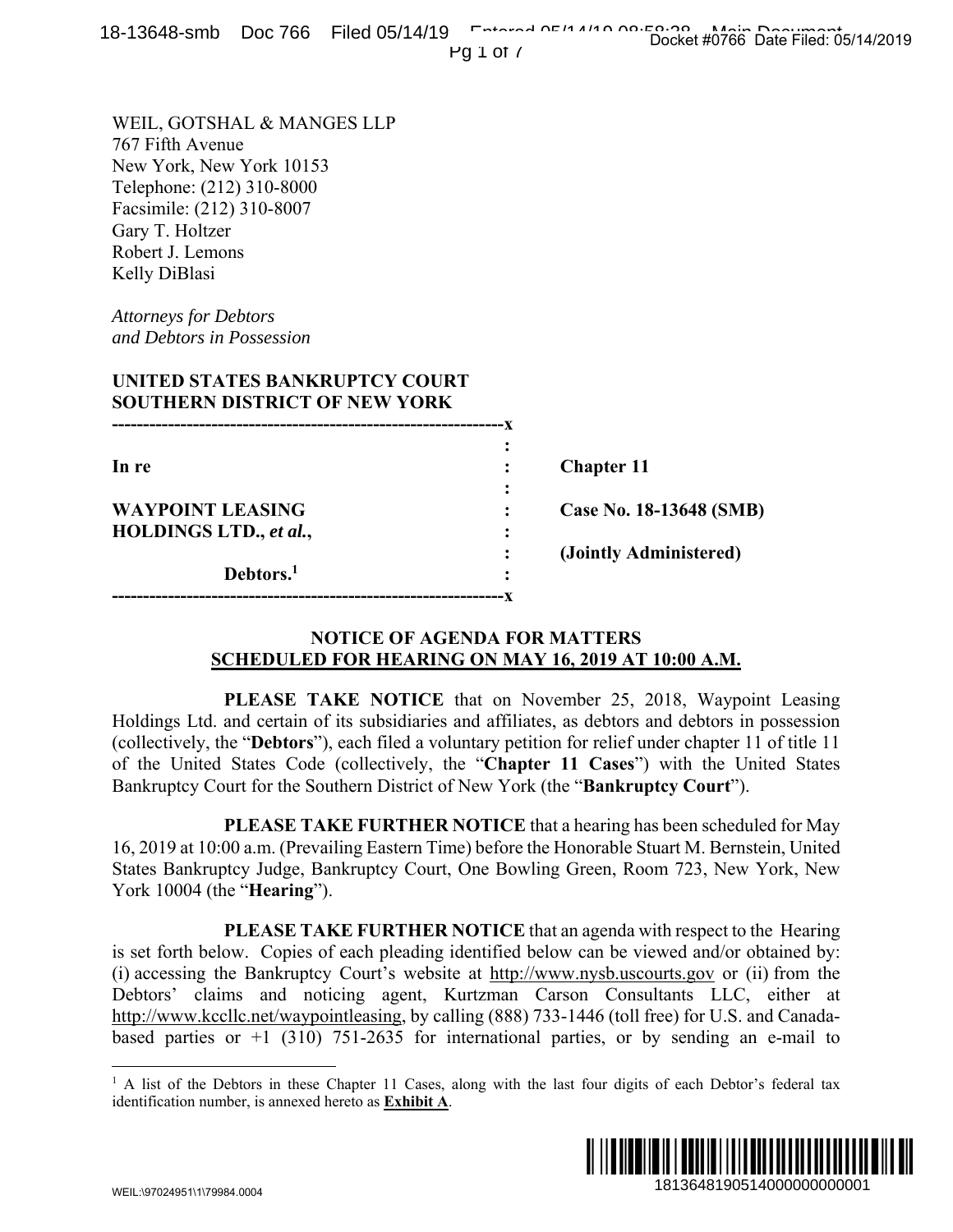WEIL, GOTSHAL & MANGES LLP
767 Fifth Avenue
New York, New York 10153
Telephone: (212) 310-8000
Facsimile: (212) 310-8007
Gary T. Holtzer
Robert J. Lemons
Kelly DiBlasi

*Attorneys for Debtors*
*and Debtors in Possession*

**UNITED STATES BANKRUPTCY COURT**
**SOUTHERN DISTRICT OF NEW YORK**

| | | |
|---|---|---|
| **In re** | : | **Chapter 11** |
| **WAYPOINT LEASING HOLDINGS LTD., *et al.*,** | : | **Case No. 18-13648 (SMB)** |
| | : | **(Jointly Administered)** |
| **Debtors.**[1] | : | |

## NOTICE OF AGENDA FOR MATTERS SCHEDULED FOR HEARING ON MAY 16, 2019 AT 10:00 A.M.

**PLEASE TAKE NOTICE** that on November 25, 2018, Waypoint Leasing Holdings Ltd. and certain of its subsidiaries and affiliates, as debtors and debtors in possession (collectively, the "**Debtors**"), each filed a voluntary petition for relief under chapter 11 of title 11 of the United States Code (collectively, the "**Chapter 11 Cases**") with the United States Bankruptcy Court for the Southern District of New York (the "**Bankruptcy Court**").

**PLEASE TAKE FURTHER NOTICE** that a hearing has been scheduled for May 16, 2019 at 10:00 a.m. (Prevailing Eastern Time) before the Honorable Stuart M. Bernstein, United States Bankruptcy Judge, Bankruptcy Court, One Bowling Green, Room 723, New York, New York 10004 (the "**Hearing**").

**PLEASE TAKE FURTHER NOTICE** that an agenda with respect to the Hearing is set forth below. Copies of each pleading identified below can be viewed and/or obtained by: (i) accessing the Bankruptcy Court's website at http://www.nysb.uscourts.gov or (ii) from the Debtors' claims and noticing agent, Kurtzman Carson Consultants LLC, either at http://www.kccllc.net/waypointleasing, by calling (888) 733-1446 (toll free) for U.S. and Canada-based parties or +1 (310) 751-2635 for international parties, or by sending an e-mail to

[1] A list of the Debtors in these Chapter 11 Cases, along with the last four digits of each Debtor's federal tax identification number, is annexed hereto as **Exhibit A**.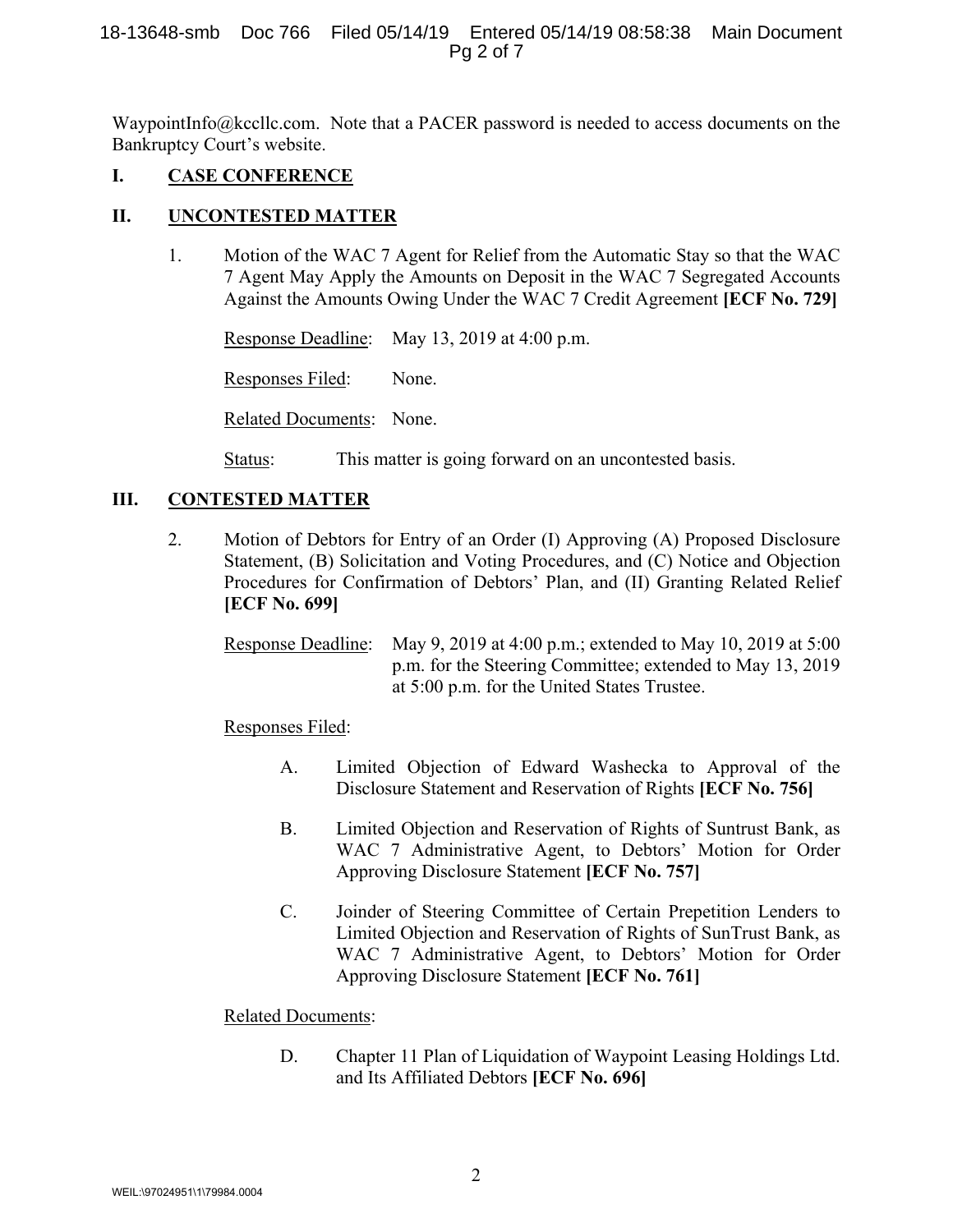WaypointInfo@kccllc.com. Note that a PACER password is needed to access documents on the Bankruptcy Court's website.

## I. CASE CONFERENCE

## II. UNCONTESTED MATTER

1. Motion of the WAC 7 Agent for Relief from the Automatic Stay so that the WAC 7 Agent May Apply the Amounts on Deposit in the WAC 7 Segregated Accounts Against the Amounts Owing Under the WAC 7 Credit Agreement **[ECF No. 729]**

   Response Deadline: May 13, 2019 at 4:00 p.m.

   Responses Filed: None.

   Related Documents: None.

   Status: This matter is going forward on an uncontested basis.

## III. CONTESTED MATTER

2. Motion of Debtors for Entry of an Order (I) Approving (A) Proposed Disclosure Statement, (B) Solicitation and Voting Procedures, and (C) Notice and Objection Procedures for Confirmation of Debtors' Plan, and (II) Granting Related Relief **[ECF No. 699]**

   Response Deadline: May 9, 2019 at 4:00 p.m.; extended to May 10, 2019 at 5:00 p.m. for the Steering Committee; extended to May 13, 2019 at 5:00 p.m. for the United States Trustee.

   Responses Filed:

   A. Limited Objection of Edward Washecka to Approval of the Disclosure Statement and Reservation of Rights **[ECF No. 756]**

   B. Limited Objection and Reservation of Rights of Suntrust Bank, as WAC 7 Administrative Agent, to Debtors' Motion for Order Approving Disclosure Statement **[ECF No. 757]**

   C. Joinder of Steering Committee of Certain Prepetition Lenders to Limited Objection and Reservation of Rights of SunTrust Bank, as WAC 7 Administrative Agent, to Debtors' Motion for Order Approving Disclosure Statement **[ECF No. 761]**

   Related Documents:

   D. Chapter 11 Plan of Liquidation of Waypoint Leasing Holdings Ltd. and Its Affiliated Debtors **[ECF No. 696]**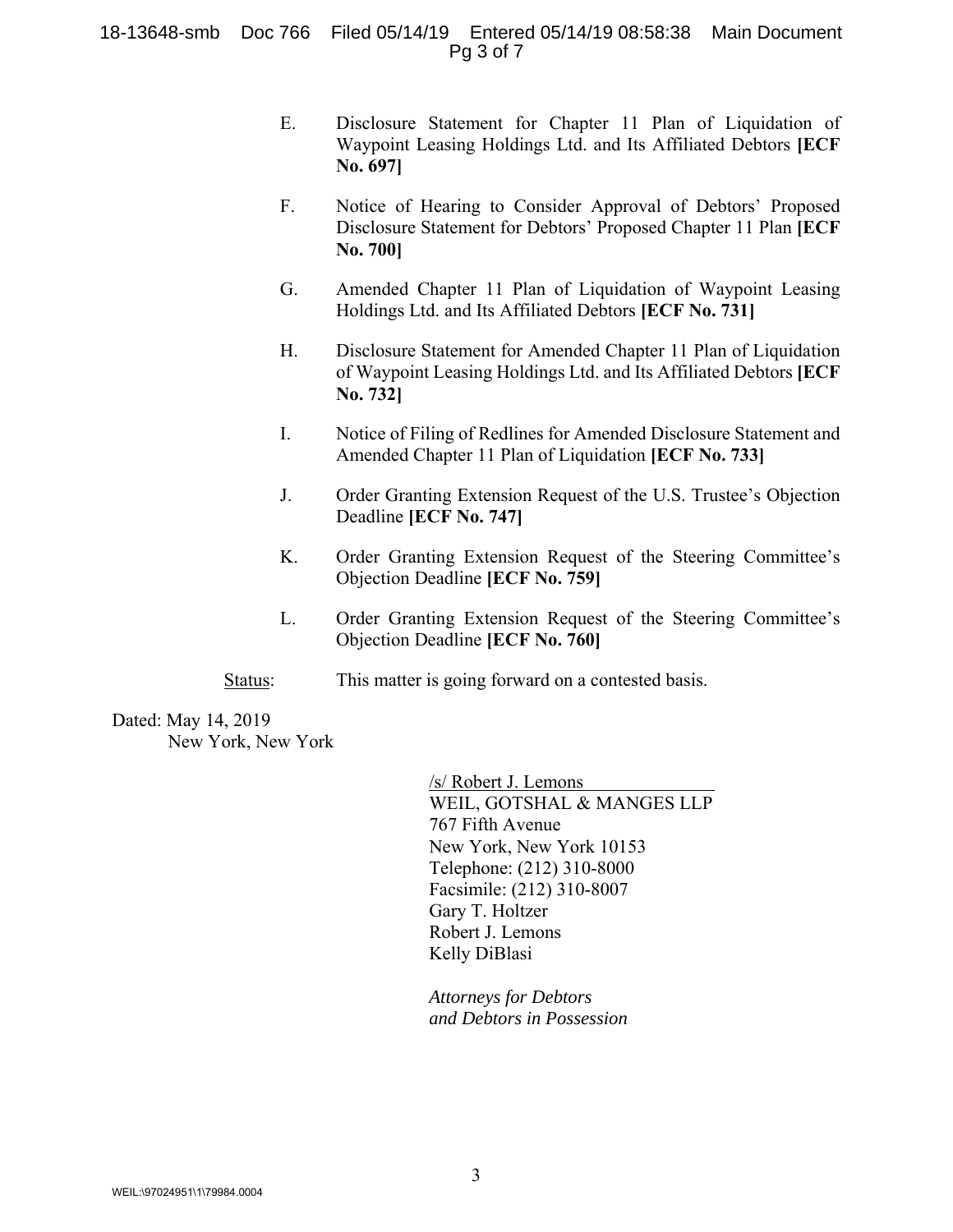E. Disclosure Statement for Chapter 11 Plan of Liquidation of Waypoint Leasing Holdings Ltd. and Its Affiliated Debtors **[ECF No. 697]**

F. Notice of Hearing to Consider Approval of Debtors' Proposed Disclosure Statement for Debtors' Proposed Chapter 11 Plan **[ECF No. 700]**

G. Amended Chapter 11 Plan of Liquidation of Waypoint Leasing Holdings Ltd. and Its Affiliated Debtors **[ECF No. 731]**

H. Disclosure Statement for Amended Chapter 11 Plan of Liquidation of Waypoint Leasing Holdings Ltd. and Its Affiliated Debtors **[ECF No. 732]**

I. Notice of Filing of Redlines for Amended Disclosure Statement and Amended Chapter 11 Plan of Liquidation **[ECF No. 733]**

J. Order Granting Extension Request of the U.S. Trustee's Objection Deadline **[ECF No. 747]**

K. Order Granting Extension Request of the Steering Committee's Objection Deadline **[ECF No. 759]**

L. Order Granting Extension Request of the Steering Committee's Objection Deadline **[ECF No. 760]**

Status: This matter is going forward on a contested basis.

Dated: May 14, 2019
New York, New York

/s/ Robert J. Lemons
WEIL, GOTSHAL & MANGES LLP
767 Fifth Avenue
New York, New York 10153
Telephone: (212) 310-8000
Facsimile: (212) 310-8007
Gary T. Holtzer
Robert J. Lemons
Kelly DiBlasi

*Attorneys for Debtors and Debtors in Possession*

WEIL:\97024951\1\79984.0004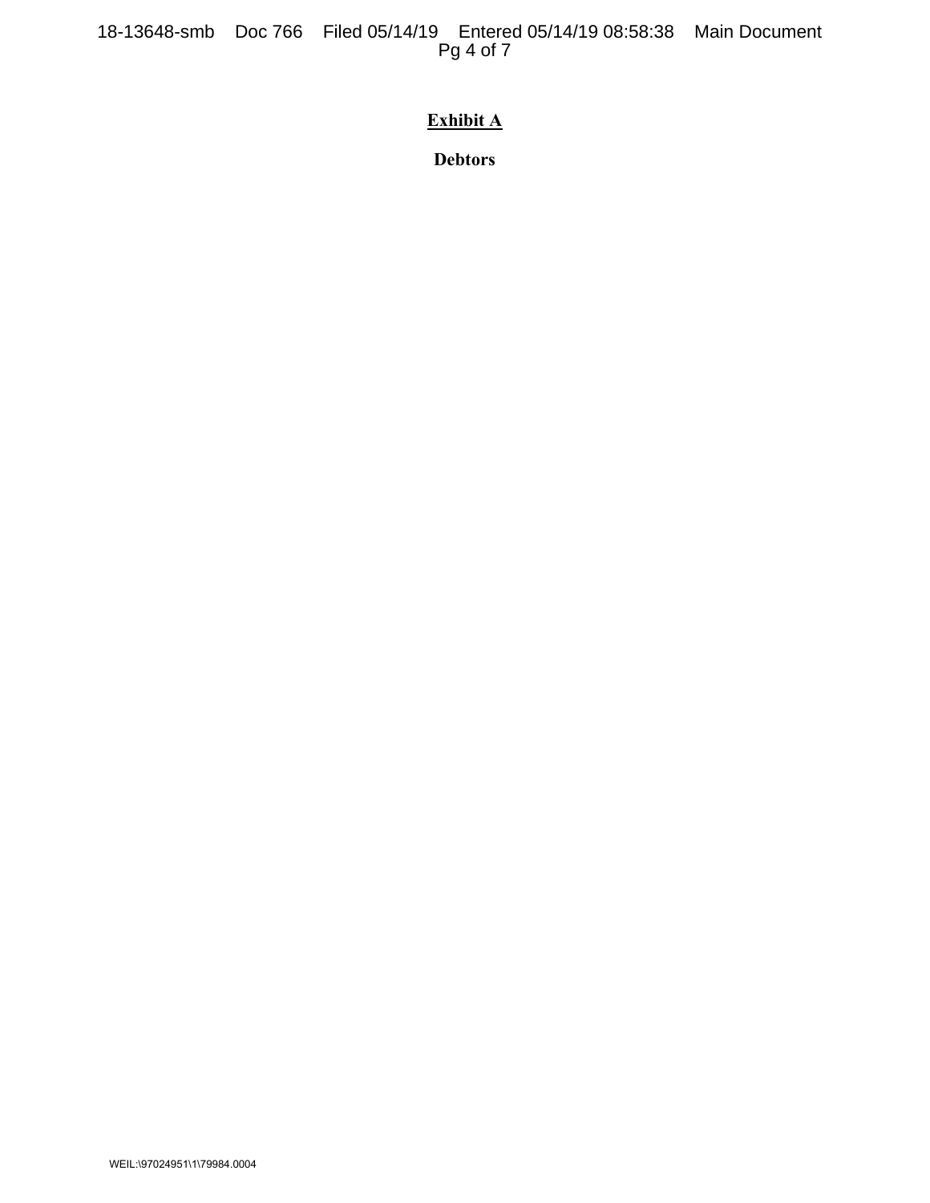**Exhibit A**

**Debtors**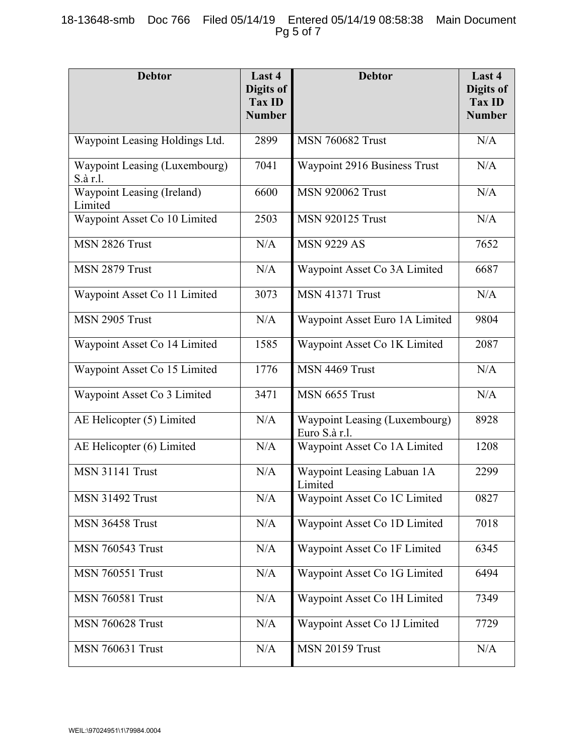| Debtor | Last 4 Digits of Tax ID Number | Debtor | Last 4 Digits of Tax ID Number |
|---|---|---|---|
| Waypoint Leasing Holdings Ltd. | 2899 | MSN 760682 Trust | N/A |
| Waypoint Leasing (Luxembourg) S.à r.l. | 7041 | Waypoint 2916 Business Trust | N/A |
| Waypoint Leasing (Ireland) Limited | 6600 | MSN 920062 Trust | N/A |
| Waypoint Asset Co 10 Limited | 2503 | MSN 920125 Trust | N/A |
| MSN 2826 Trust | N/A | MSN 9229 AS | 7652 |
| MSN 2879 Trust | N/A | Waypoint Asset Co 3A Limited | 6687 |
| Waypoint Asset Co 11 Limited | 3073 | MSN 41371 Trust | N/A |
| MSN 2905 Trust | N/A | Waypoint Asset Euro 1A Limited | 9804 |
| Waypoint Asset Co 14 Limited | 1585 | Waypoint Asset Co 1K Limited | 2087 |
| Waypoint Asset Co 15 Limited | 1776 | MSN 4469 Trust | N/A |
| Waypoint Asset Co 3 Limited | 3471 | MSN 6655 Trust | N/A |
| AE Helicopter (5) Limited | N/A | Waypoint Leasing (Luxembourg) Euro S.à r.l. | 8928 |
| AE Helicopter (6) Limited | N/A | Waypoint Asset Co 1A Limited | 1208 |
| MSN 31141 Trust | N/A | Waypoint Leasing Labuan 1A Limited | 2299 |
| MSN 31492 Trust | N/A | Waypoint Asset Co 1C Limited | 0827 |
| MSN 36458 Trust | N/A | Waypoint Asset Co 1D Limited | 7018 |
| MSN 760543 Trust | N/A | Waypoint Asset Co 1F Limited | 6345 |
| MSN 760551 Trust | N/A | Waypoint Asset Co 1G Limited | 6494 |
| MSN 760581 Trust | N/A | Waypoint Asset Co 1H Limited | 7349 |
| MSN 760628 Trust | N/A | Waypoint Asset Co 1J Limited | 7729 |
| MSN 760631 Trust | N/A | MSN 20159 Trust | N/A |

WEIL:\97024951\1\79984.0004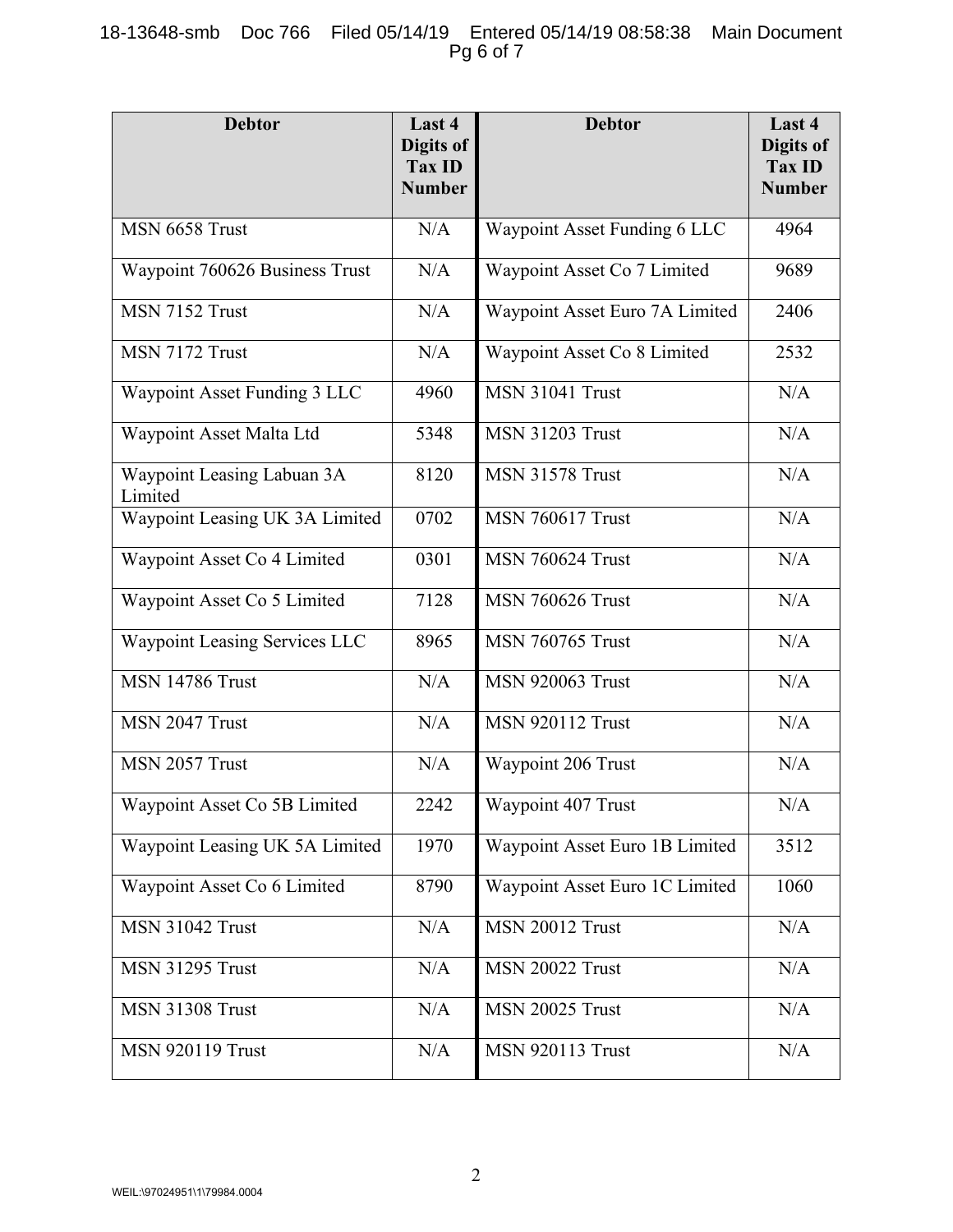| Debtor | Last 4 Digits of Tax ID Number | Debtor | Last 4 Digits of Tax ID Number |
|---|---|---|---|
| MSN 6658 Trust | N/A | Waypoint Asset Funding 6 LLC | 4964 |
| Waypoint 760626 Business Trust | N/A | Waypoint Asset Co 7 Limited | 9689 |
| MSN 7152 Trust | N/A | Waypoint Asset Euro 7A Limited | 2406 |
| MSN 7172 Trust | N/A | Waypoint Asset Co 8 Limited | 2532 |
| Waypoint Asset Funding 3 LLC | 4960 | MSN 31041 Trust | N/A |
| Waypoint Asset Malta Ltd | 5348 | MSN 31203 Trust | N/A |
| Waypoint Leasing Labuan 3A Limited | 8120 | MSN 31578 Trust | N/A |
| Waypoint Leasing UK 3A Limited | 0702 | MSN 760617 Trust | N/A |
| Waypoint Asset Co 4 Limited | 0301 | MSN 760624 Trust | N/A |
| Waypoint Asset Co 5 Limited | 7128 | MSN 760626 Trust | N/A |
| Waypoint Leasing Services LLC | 8965 | MSN 760765 Trust | N/A |
| MSN 14786 Trust | N/A | MSN 920063 Trust | N/A |
| MSN 2047 Trust | N/A | MSN 920112 Trust | N/A |
| MSN 2057 Trust | N/A | Waypoint 206 Trust | N/A |
| Waypoint Asset Co 5B Limited | 2242 | Waypoint 407 Trust | N/A |
| Waypoint Leasing UK 5A Limited | 1970 | Waypoint Asset Euro 1B Limited | 3512 |
| Waypoint Asset Co 6 Limited | 8790 | Waypoint Asset Euro 1C Limited | 1060 |
| MSN 31042 Trust | N/A | MSN 20012 Trust | N/A |
| MSN 31295 Trust | N/A | MSN 20022 Trust | N/A |
| MSN 31308 Trust | N/A | MSN 20025 Trust | N/A |
| MSN 920119 Trust | N/A | MSN 920113 Trust | N/A |

WEIL:\97024951\1\79984.0004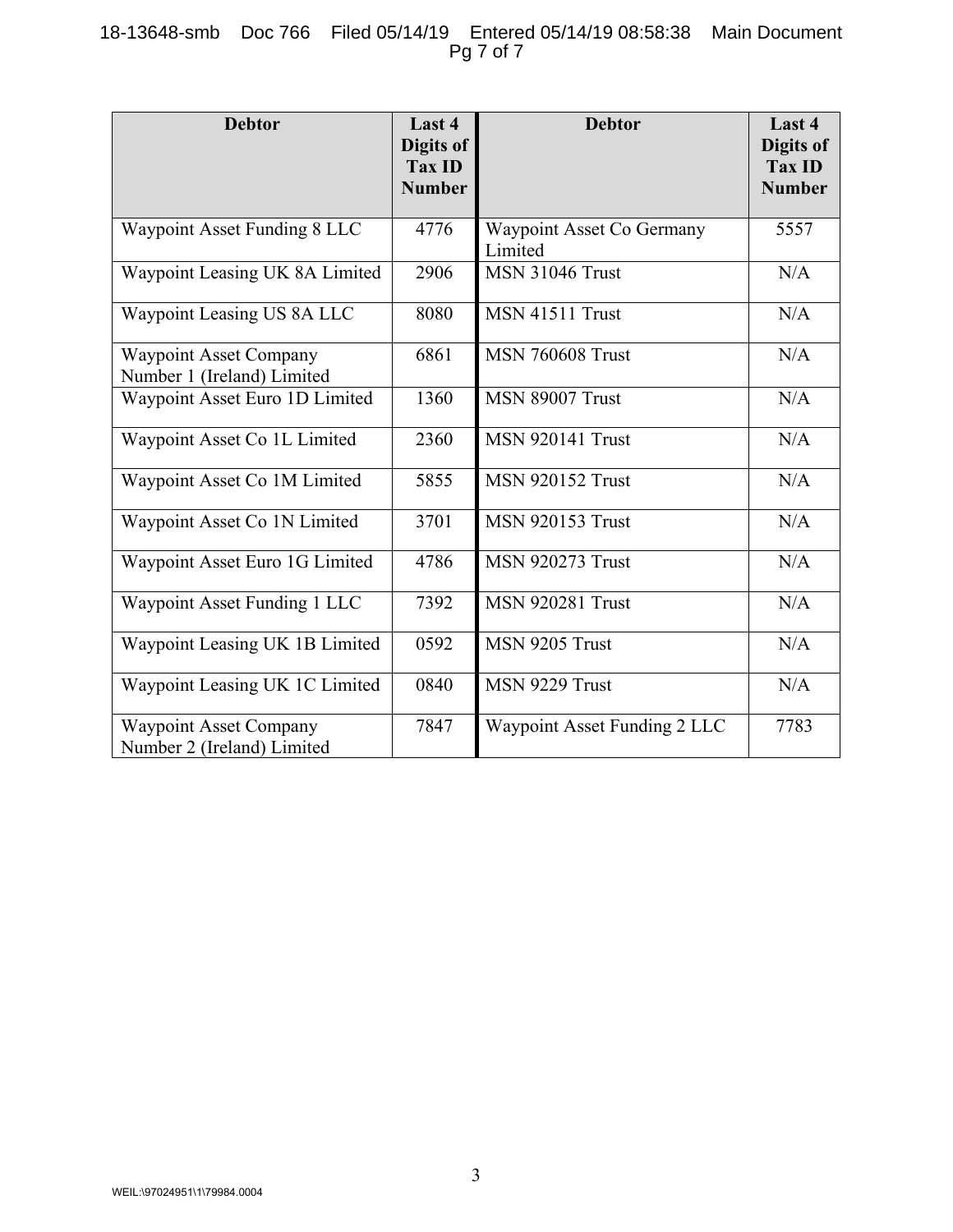| Debtor | Last 4 Digits of Tax ID Number | Debtor | Last 4 Digits of Tax ID Number |
| --- | --- | --- | --- |
| Waypoint Asset Funding 8 LLC | 4776 | Waypoint Asset Co Germany Limited | 5557 |
| Waypoint Leasing UK 8A Limited | 2906 | MSN 31046 Trust | N/A |
| Waypoint Leasing US 8A LLC | 8080 | MSN 41511 Trust | N/A |
| Waypoint Asset Company Number 1 (Ireland) Limited | 6861 | MSN 760608 Trust | N/A |
| Waypoint Asset Euro 1D Limited | 1360 | MSN 89007 Trust | N/A |
| Waypoint Asset Co 1L Limited | 2360 | MSN 920141 Trust | N/A |
| Waypoint Asset Co 1M Limited | 5855 | MSN 920152 Trust | N/A |
| Waypoint Asset Co 1N Limited | 3701 | MSN 920153 Trust | N/A |
| Waypoint Asset Euro 1G Limited | 4786 | MSN 920273 Trust | N/A |
| Waypoint Asset Funding 1 LLC | 7392 | MSN 920281 Trust | N/A |
| Waypoint Leasing UK 1B Limited | 0592 | MSN 9205 Trust | N/A |
| Waypoint Leasing UK 1C Limited | 0840 | MSN 9229 Trust | N/A |
| Waypoint Asset Company Number 2 (Ireland) Limited | 7847 | Waypoint Asset Funding 2 LLC | 7783 |

WEIL:\97024951\1\79984.0004